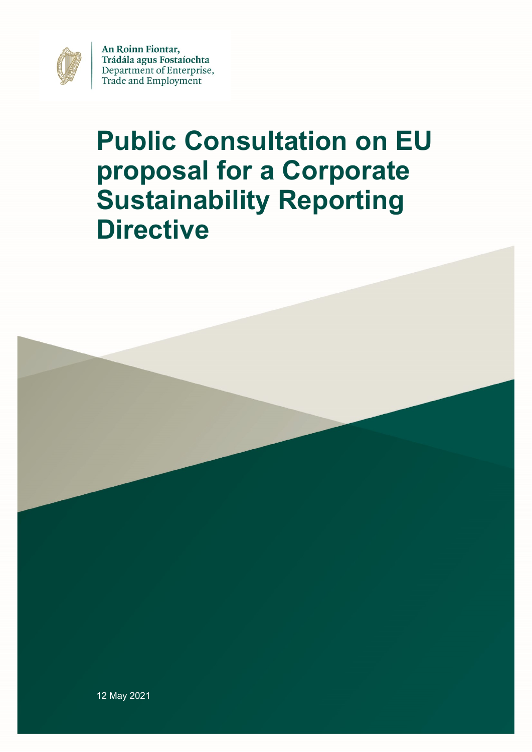An Roinn Fiontar,
Trádála agus Fostaíochta
Department of Enterprise,
Trade and Employment

# Public Consultation on EU proposal for a Corporate Sustainability Reporting Directive

12 May 2021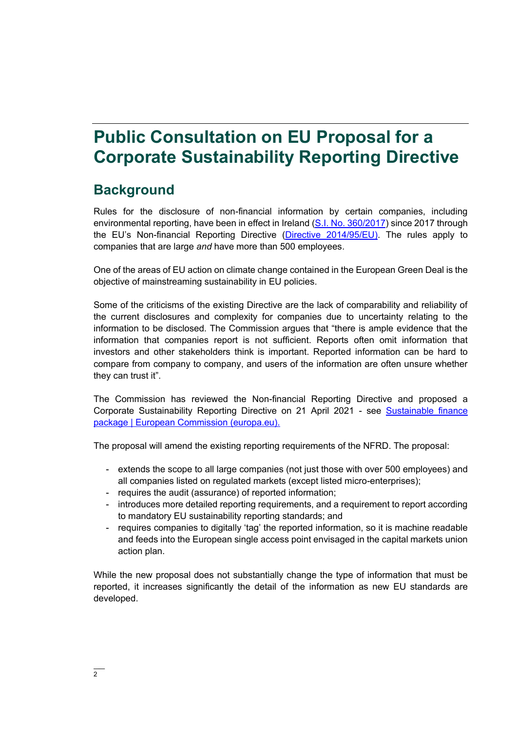# Public Consultation on EU Proposal for a Corporate Sustainability Reporting Directive

## Background

Rules for the disclosure of non-financial information by certain companies, including environmental reporting, have been in effect in Ireland ([S.I. No. 360/2017](S.I. No. 360/2017)) since 2017 through the EU's Non-financial Reporting Directive ([Directive 2014/95/EU](Directive 2014/95/EU)). The rules apply to companies that are large *and* have more than 500 employees.

One of the areas of EU action on climate change contained in the European Green Deal is the objective of mainstreaming sustainability in EU policies.

Some of the criticisms of the existing Directive are the lack of comparability and reliability of the current disclosures and complexity for companies due to uncertainty relating to the information to be disclosed. The Commission argues that "there is ample evidence that the information that companies report is not sufficient. Reports often omit information that investors and other stakeholders think is important. Reported information can be hard to compare from company to company, and users of the information are often unsure whether they can trust it".

The Commission has reviewed the Non-financial Reporting Directive and proposed a Corporate Sustainability Reporting Directive on 21 April 2021 - see [Sustainable finance package | European Commission (europa.eu).](Sustainable finance package | European Commission (europa.eu))

The proposal will amend the existing reporting requirements of the NFRD. The proposal:

- extends the scope to all large companies (not just those with over 500 employees) and all companies listed on regulated markets (except listed micro-enterprises);
- requires the audit (assurance) of reported information;
- introduces more detailed reporting requirements, and a requirement to report according to mandatory EU sustainability reporting standards; and
- requires companies to digitally 'tag' the reported information, so it is machine readable and feeds into the European single access point envisaged in the capital markets union action plan.

While the new proposal does not substantially change the type of information that must be reported, it increases significantly the detail of the information as new EU standards are developed.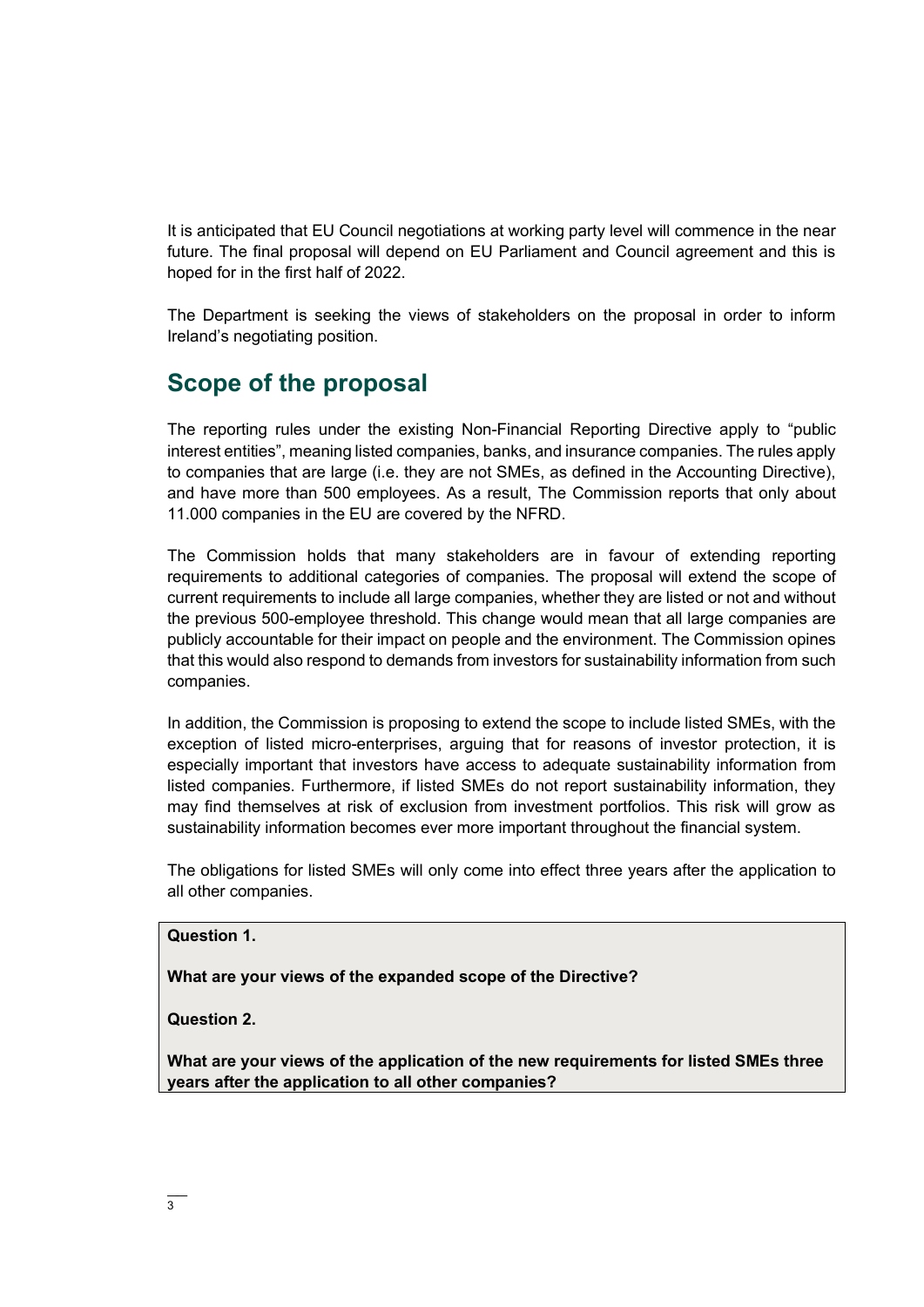It is anticipated that EU Council negotiations at working party level will commence in the near future. The final proposal will depend on EU Parliament and Council agreement and this is hoped for in the first half of 2022.

The Department is seeking the views of stakeholders on the proposal in order to inform Ireland's negotiating position.

## Scope of the proposal

The reporting rules under the existing Non-Financial Reporting Directive apply to "public interest entities", meaning listed companies, banks, and insurance companies. The rules apply to companies that are large (i.e. they are not SMEs, as defined in the Accounting Directive), and have more than 500 employees. As a result, The Commission reports that only about 11.000 companies in the EU are covered by the NFRD.

The Commission holds that many stakeholders are in favour of extending reporting requirements to additional categories of companies. The proposal will extend the scope of current requirements to include all large companies, whether they are listed or not and without the previous 500-employee threshold. This change would mean that all large companies are publicly accountable for their impact on people and the environment. The Commission opines that this would also respond to demands from investors for sustainability information from such companies.

In addition, the Commission is proposing to extend the scope to include listed SMEs, with the exception of listed micro-enterprises, arguing that for reasons of investor protection, it is especially important that investors have access to adequate sustainability information from listed companies. Furthermore, if listed SMEs do not report sustainability information, they may find themselves at risk of exclusion from investment portfolios. This risk will grow as sustainability information becomes ever more important throughout the financial system.

The obligations for listed SMEs will only come into effect three years after the application to all other companies.

**Question 1.**

**What are your views of the expanded scope of the Directive?**

**Question 2.**

**What are your views of the application of the new requirements for listed SMEs three years after the application to all other companies?**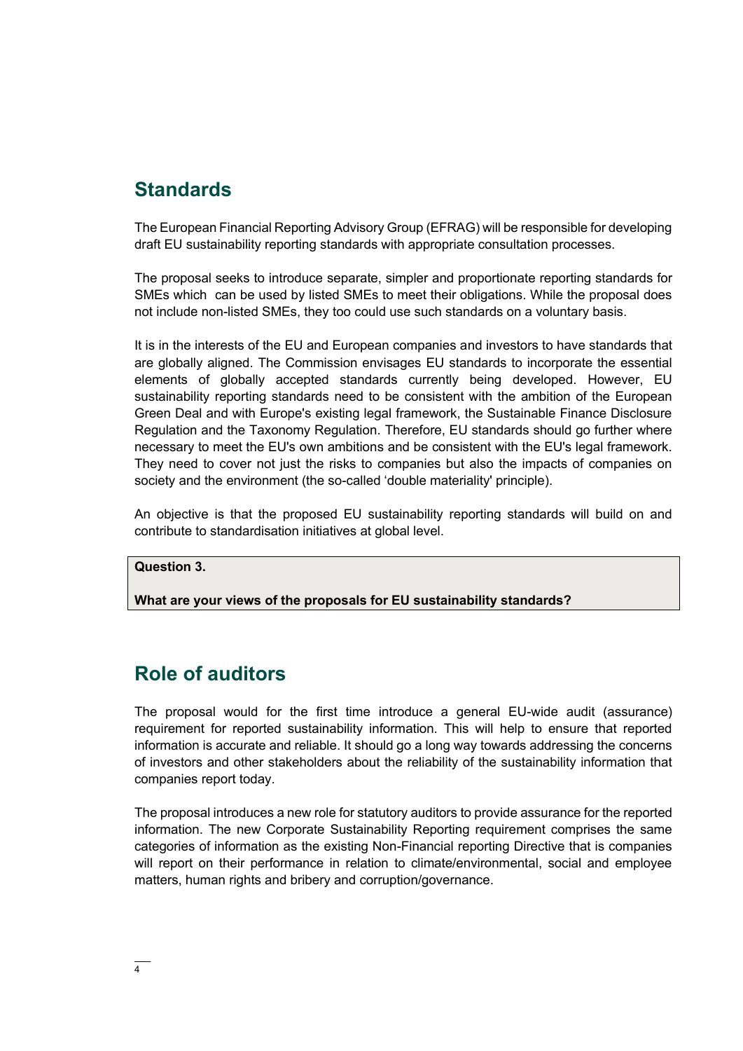## Standards

The European Financial Reporting Advisory Group (EFRAG) will be responsible for developing draft EU sustainability reporting standards with appropriate consultation processes.

The proposal seeks to introduce separate, simpler and proportionate reporting standards for SMEs which can be used by listed SMEs to meet their obligations. While the proposal does not include non-listed SMEs, they too could use such standards on a voluntary basis.

It is in the interests of the EU and European companies and investors to have standards that are globally aligned. The Commission envisages EU standards to incorporate the essential elements of globally accepted standards currently being developed. However, EU sustainability reporting standards need to be consistent with the ambition of the European Green Deal and with Europe's existing legal framework, the Sustainable Finance Disclosure Regulation and the Taxonomy Regulation. Therefore, EU standards should go further where necessary to meet the EU's own ambitions and be consistent with the EU's legal framework. They need to cover not just the risks to companies but also the impacts of companies on society and the environment (the so-called 'double materiality' principle).

An objective is that the proposed EU sustainability reporting standards will build on and contribute to standardisation initiatives at global level.

**Question 3.**

**What are your views of the proposals for EU sustainability standards?**

## Role of auditors

The proposal would for the first time introduce a general EU-wide audit (assurance) requirement for reported sustainability information. This will help to ensure that reported information is accurate and reliable. It should go a long way towards addressing the concerns of investors and other stakeholders about the reliability of the sustainability information that companies report today.

The proposal introduces a new role for statutory auditors to provide assurance for the reported information. The new Corporate Sustainability Reporting requirement comprises the same categories of information as the existing Non-Financial reporting Directive that is companies will report on their performance in relation to climate/environmental, social and employee matters, human rights and bribery and corruption/governance.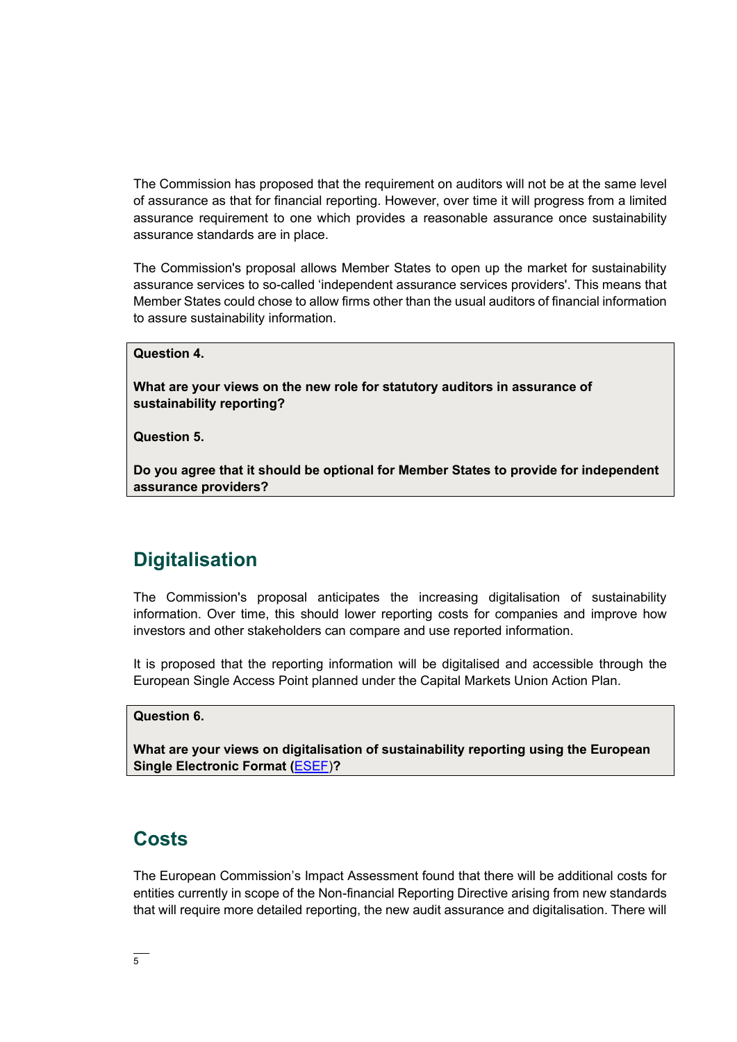The Commission has proposed that the requirement on auditors will not be at the same level of assurance as that for financial reporting. However, over time it will progress from a limited assurance requirement to one which provides a reasonable assurance once sustainability assurance standards are in place.

The Commission's proposal allows Member States to open up the market for sustainability assurance services to so-called 'independent assurance services providers'. This means that Member States could chose to allow firms other than the usual auditors of financial information to assure sustainability information.

**Question 4.**

**What are your views on the new role for statutory auditors in assurance of sustainability reporting?**

**Question 5.**

**Do you agree that it should be optional for Member States to provide for independent assurance providers?**

## Digitalisation

The Commission's proposal anticipates the increasing digitalisation of sustainability information. Over time, this should lower reporting costs for companies and improve how investors and other stakeholders can compare and use reported information.

It is proposed that the reporting information will be digitalised and accessible through the European Single Access Point planned under the Capital Markets Union Action Plan.

**Question 6.**

**What are your views on digitalisation of sustainability reporting using the European Single Electronic Format (ESEF)?**

## Costs

The European Commission's Impact Assessment found that there will be additional costs for entities currently in scope of the Non-financial Reporting Directive arising from new standards that will require more detailed reporting, the new audit assurance and digitalisation. There will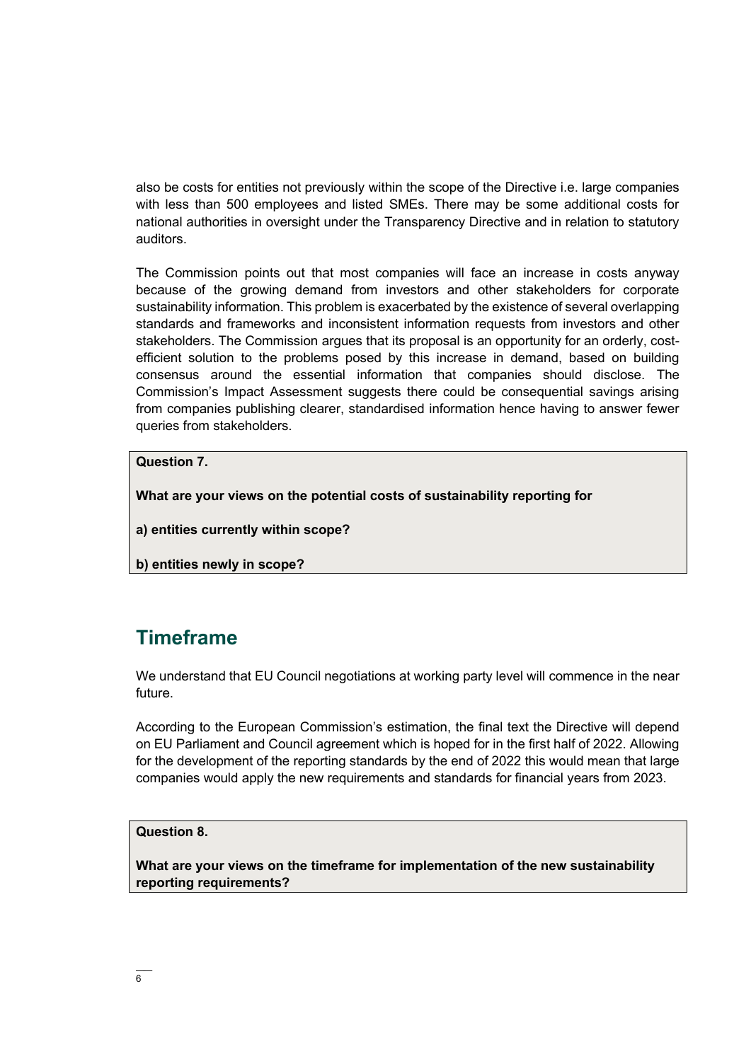also be costs for entities not previously within the scope of the Directive i.e. large companies with less than 500 employees and listed SMEs. There may be some additional costs for national authorities in oversight under the Transparency Directive and in relation to statutory auditors.

The Commission points out that most companies will face an increase in costs anyway because of the growing demand from investors and other stakeholders for corporate sustainability information. This problem is exacerbated by the existence of several overlapping standards and frameworks and inconsistent information requests from investors and other stakeholders. The Commission argues that its proposal is an opportunity for an orderly, cost-efficient solution to the problems posed by this increase in demand, based on building consensus around the essential information that companies should disclose. The Commission's Impact Assessment suggests there could be consequential savings arising from companies publishing clearer, standardised information hence having to answer fewer queries from stakeholders.

**Question 7.**

**What are your views on the potential costs of sustainability reporting for**

**a) entities currently within scope?**

**b) entities newly in scope?**

## Timeframe

We understand that EU Council negotiations at working party level will commence in the near future.

According to the European Commission's estimation, the final text the Directive will depend on EU Parliament and Council agreement which is hoped for in the first half of 2022. Allowing for the development of the reporting standards by the end of 2022 this would mean that large companies would apply the new requirements and standards for financial years from 2023.

**Question 8.**

**What are your views on the timeframe for implementation of the new sustainability reporting requirements?**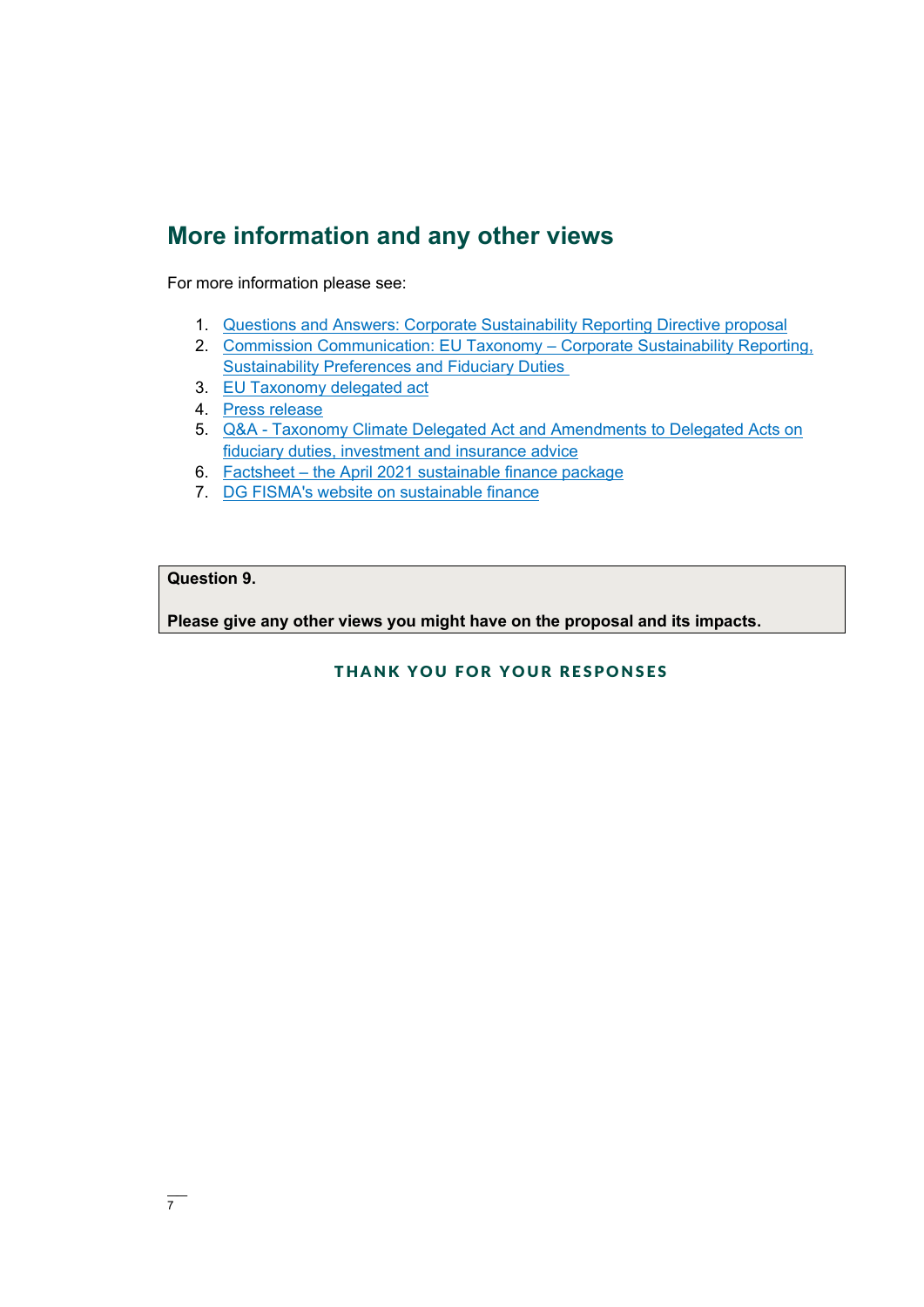## More information and any other views

For more information please see:

1. Questions and Answers: Corporate Sustainability Reporting Directive proposal
2. Commission Communication: EU Taxonomy – Corporate Sustainability Reporting, Sustainability Preferences and Fiduciary Duties
3. EU Taxonomy delegated act
4. Press release
5. Q&A - Taxonomy Climate Delegated Act and Amendments to Delegated Acts on fiduciary duties, investment and insurance advice
6. Factsheet – the April 2021 sustainable finance package
7. DG FISMA's website on sustainable finance

**Question 9.**

**Please give any other views you might have on the proposal and its impacts.**

**THANK YOU FOR YOUR RESPONSES**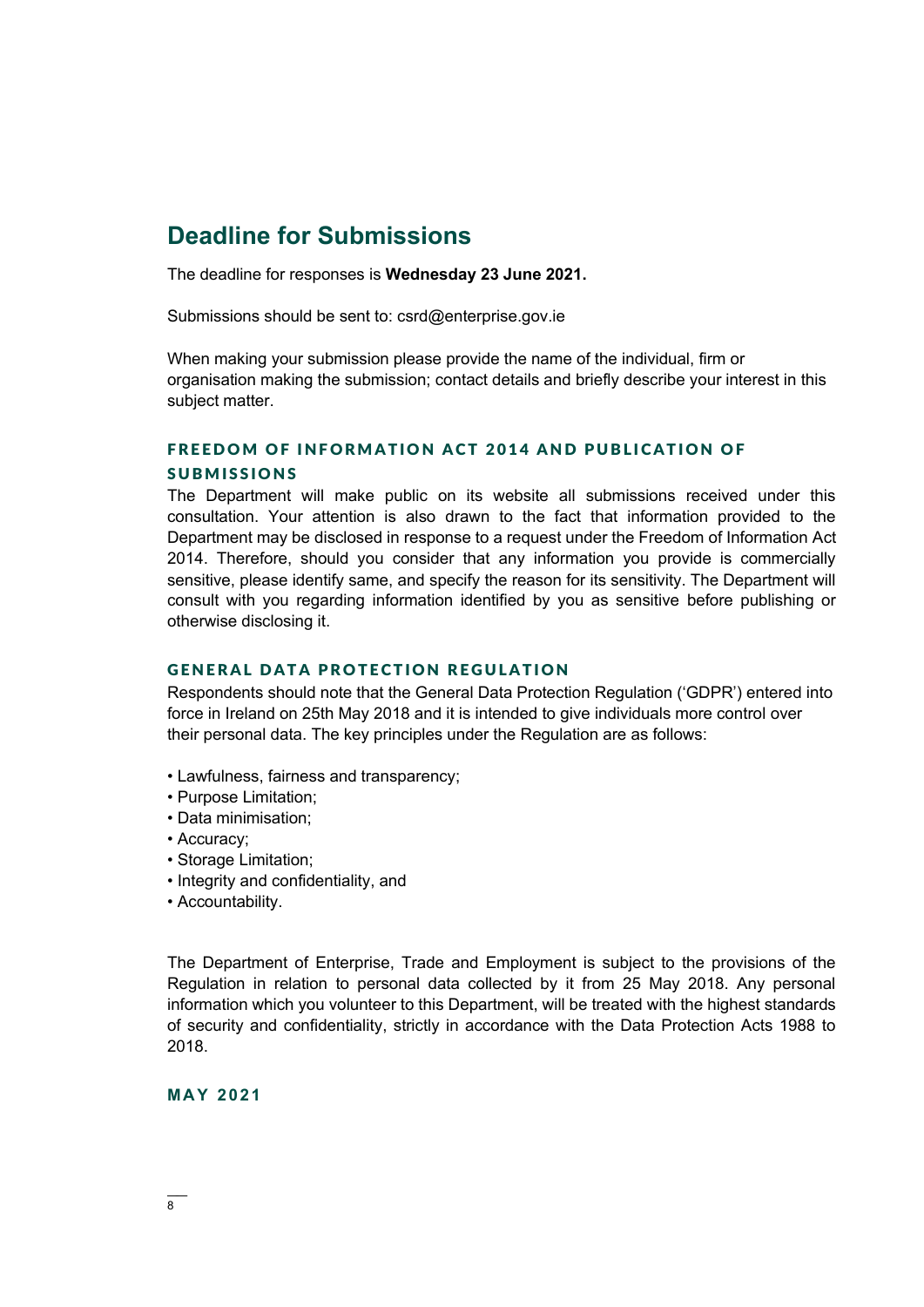## Deadline for Submissions

The deadline for responses is **Wednesday 23 June 2021.**

Submissions should be sent to: csrd@enterprise.gov.ie

When making your submission please provide the name of the individual, firm or organisation making the submission; contact details and briefly describe your interest in this subject matter.

### FREEDOM OF INFORMATION ACT 2014 AND PUBLICATION OF SUBMISSIONS

The Department will make public on its website all submissions received under this consultation. Your attention is also drawn to the fact that information provided to the Department may be disclosed in response to a request under the Freedom of Information Act 2014. Therefore, should you consider that any information you provide is commercially sensitive, please identify same, and specify the reason for its sensitivity. The Department will consult with you regarding information identified by you as sensitive before publishing or otherwise disclosing it.

### GENERAL DATA PROTECTION REGULATION

Respondents should note that the General Data Protection Regulation ('GDPR') entered into force in Ireland on 25th May 2018 and it is intended to give individuals more control over their personal data. The key principles under the Regulation are as follows:

- Lawfulness, fairness and transparency;
- Purpose Limitation;
- Data minimisation;
- Accuracy;
- Storage Limitation;
- Integrity and confidentiality, and
- Accountability.

The Department of Enterprise, Trade and Employment is subject to the provisions of the Regulation in relation to personal data collected by it from 25 May 2018. Any personal information which you volunteer to this Department, will be treated with the highest standards of security and confidentiality, strictly in accordance with the Data Protection Acts 1988 to 2018.

**MAY 2021**